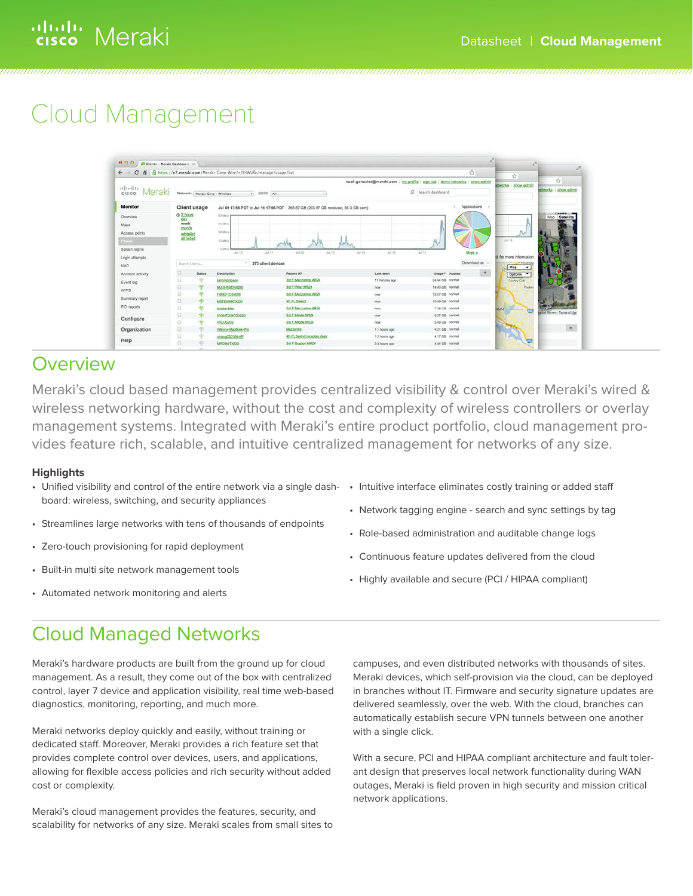# Cloud Management

## Overview

Meraki's cloud based management provides centralized visibility & control over Meraki's wired & wireless networking hardware, without the cost and complexity of wireless controllers or overlay management systems. Integrated with Meraki's entire product portfolio, cloud management provides feature rich, scalable, and intuitive centralized management for networks of any size.

### Highlights

- Unified visibility and control of the entire network via a single dashboard: wireless, switching, and security appliances
- Streamlines large networks with tens of thousands of endpoints
- Zero-touch provisioning for rapid deployment
- Built-in multi site network management tools
- Automated network monitoring and alerts
- Intuitive interface eliminates costly training or added staff
- Network tagging engine - search and sync settings by tag
- Role-based administration and auditable change logs
- Continuous feature updates delivered from the cloud
- Highly available and secure (PCI / HIPAA compliant)

## Cloud Managed Networks

Meraki's hardware products are built from the ground up for cloud management. As a result, they come out of the box with centralized control, layer 7 device and application visibility, real time web-based diagnostics, monitoring, reporting, and much more.

Meraki networks deploy quickly and easily, without training or dedicated staff. Moreover, Meraki provides a rich feature set that provides complete control over devices, users, and applications, allowing for flexible access policies and rich security without added cost or complexity.

Meraki's cloud management provides the features, security, and scalability for networks of any size. Meraki scales from small sites to campuses, and even distributed networks with thousands of sites. Meraki devices, which self-provision via the cloud, can be deployed in branches without IT. Firmware and security signature updates are delivered seamlessly, over the web. With the cloud, branches can automatically establish secure VPN tunnels between one another with a single click.

With a secure, PCI and HIPAA compliant architecture and fault tolerant design that preserves local network functionality during WAN outages, Meraki is field proven in high security and mission critical network applications.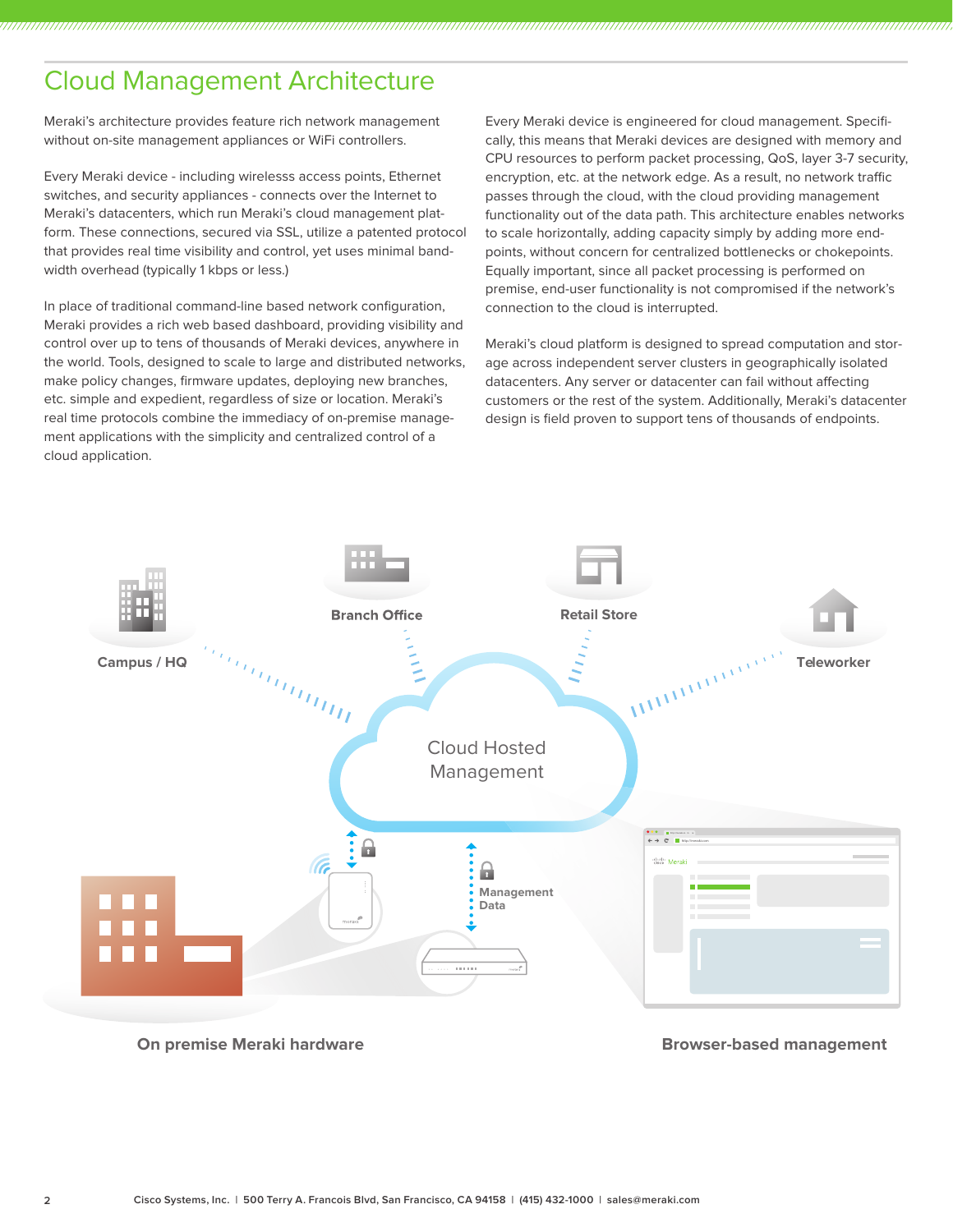# Cloud Management Architecture

Meraki's architecture provides feature rich network management without on-site management appliances or WiFi controllers.

Every Meraki device - including wirelesss access points, Ethernet switches, and security appliances - connects over the Internet to Meraki's datacenters, which run Meraki's cloud management platform. These connections, secured via SSL, utilize a patented protocol that provides real time visibility and control, yet uses minimal bandwidth overhead (typically 1 kbps or less.)

In place of traditional command-line based network configuration, Meraki provides a rich web based dashboard, providing visibility and control over up to tens of thousands of Meraki devices, anywhere in the world. Tools, designed to scale to large and distributed networks, make policy changes, firmware updates, deploying new branches, etc. simple and expedient, regardless of size or location. Meraki's real time protocols combine the immediacy of on-premise management applications with the simplicity and centralized control of a cloud application.

Every Meraki device is engineered for cloud management. Specifically, this means that Meraki devices are designed with memory and CPU resources to perform packet processing, QoS, layer 3-7 security, encryption, etc. at the network edge. As a result, no network traffic passes through the cloud, with the cloud providing management functionality out of the data path. This architecture enables networks to scale horizontally, adding capacity simply by adding more endpoints, without concern for centralized bottlenecks or chokepoints. Equally important, since all packet processing is performed on premise, end-user functionality is not compromised if the network's connection to the cloud is interrupted.

Meraki's cloud platform is designed to spread computation and storage across independent server clusters in geographically isolated datacenters. Any server or datacenter can fail without affecting customers or the rest of the system. Additionally, Meraki's datacenter design is field proven to support tens of thousands of endpoints.

Campus / HQ

Branch Office

Retail Store

Teleworker

Cloud Hosted Management

Management Data

On premise Meraki hardware

Browser-based management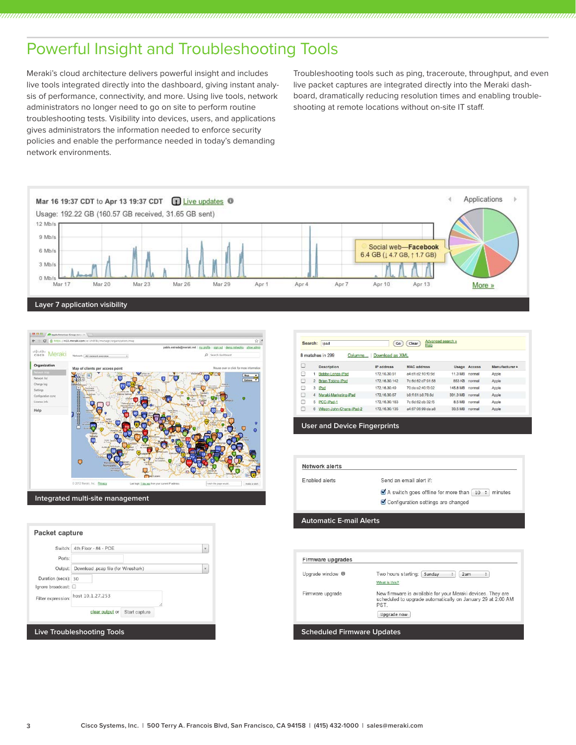# Powerful Insight and Troubleshooting Tools

Meraki's cloud architecture delivers powerful insight and includes live tools integrated directly into the dashboard, giving instant analysis of performance, connectivity, and more. Using live tools, network administrators no longer need to go on site to perform routine troubleshooting tests. Visibility into devices, users, and applications gives administrators the information needed to enforce security policies and enable the performance needed in today's demanding network environments.

Troubleshooting tools such as ping, traceroute, throughput, and even live packet captures are integrated directly into the Meraki dashboard, dramatically reducing resolution times and enabling troubleshooting at remote locations without on-site IT staff.

Layer 7 application visibility

Integrated multi-site management

User and Device Fingerprints

Automatic E-mail Alerts

Live Troubleshooting Tools

Scheduled Firmware Updates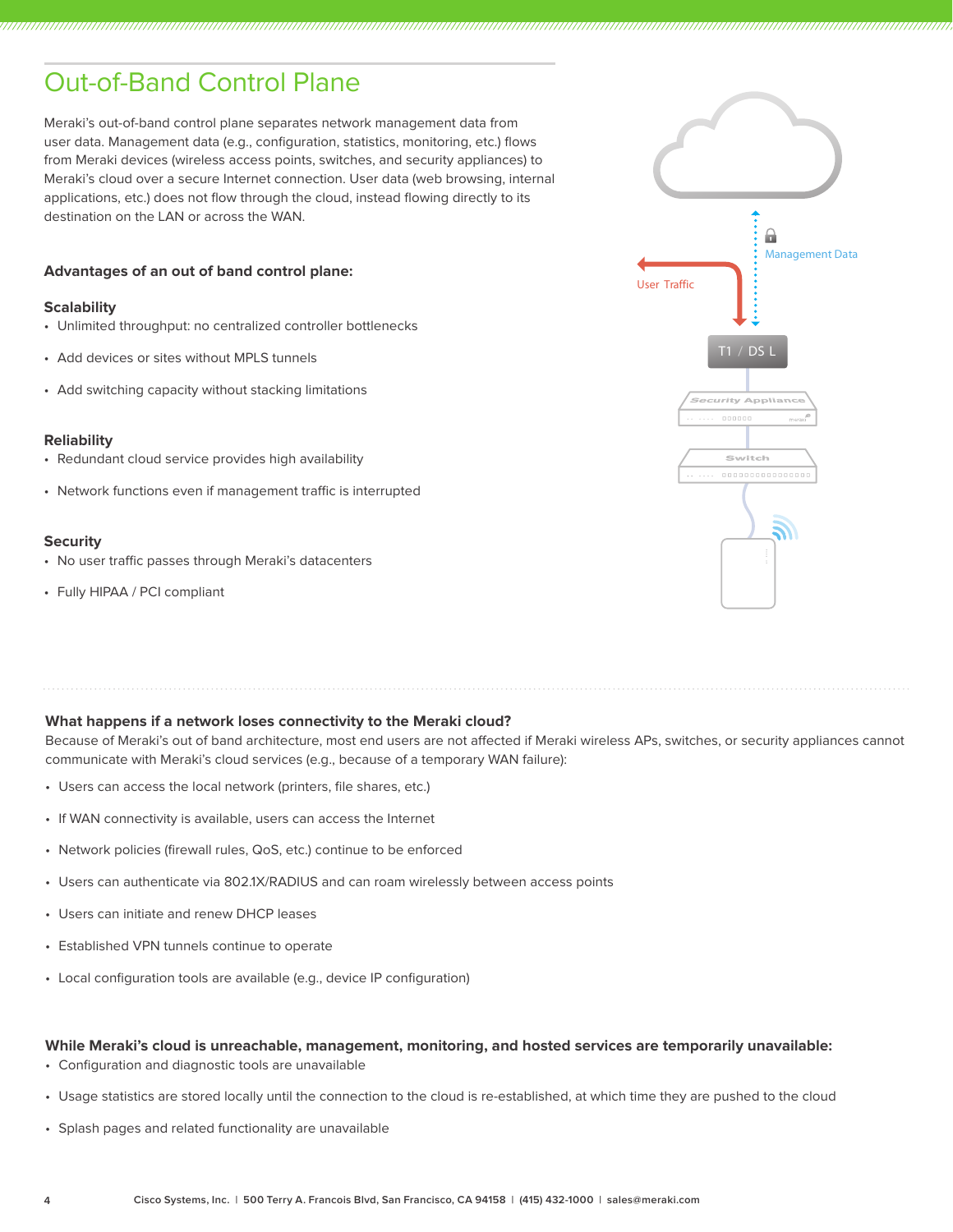## Out-of-Band Control Plane

Meraki's out-of-band control plane separates network management data from user data. Management data (e.g., configuration, statistics, monitoring, etc.) flows from Meraki devices (wireless access points, switches, and security appliances) to Meraki's cloud over a secure Internet connection. User data (web browsing, internal applications, etc.) does not flow through the cloud, instead flowing directly to its destination on the LAN or across the WAN.

### Advantages of an out of band control plane:

**Scalability**

- Unlimited throughput: no centralized controller bottlenecks
- Add devices or sites without MPLS tunnels
- Add switching capacity without stacking limitations

**Reliability**

- Redundant cloud service provides high availability
- Network functions even if management traffic is interrupted

**Security**

- No user traffic passes through Meraki's datacenters
- Fully HIPAA / PCI compliant

User Traffic

Management Data

T1 / DSL

Security Appliance

Switch

### What happens if a network loses connectivity to the Meraki cloud?

Because of Meraki's out of band architecture, most end users are not affected if Meraki wireless APs, switches, or security appliances cannot communicate with Meraki's cloud services (e.g., because of a temporary WAN failure):

- Users can access the local network (printers, file shares, etc.)
- If WAN connectivity is available, users can access the Internet
- Network policies (firewall rules, QoS, etc.) continue to be enforced
- Users can authenticate via 802.1X/RADIUS and can roam wirelessly between access points
- Users can initiate and renew DHCP leases
- Established VPN tunnels continue to operate
- Local configuration tools are available (e.g., device IP configuration)

### While Meraki's cloud is unreachable, management, monitoring, and hosted services are temporarily unavailable:

- Configuration and diagnostic tools are unavailable
- Usage statistics are stored locally until the connection to the cloud is re-established, at which time they are pushed to the cloud
- Splash pages and related functionality are unavailable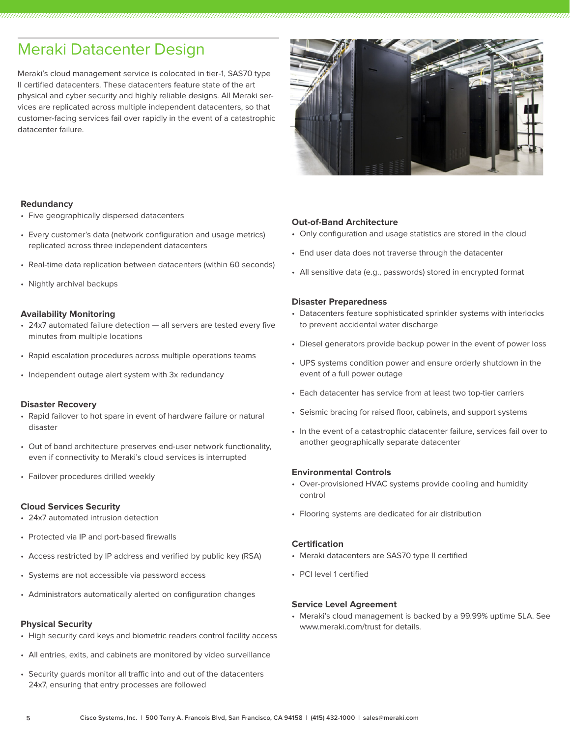# Meraki Datacenter Design

Meraki's cloud management service is colocated in tier-1, SAS70 type II certified datacenters. These datacenters feature state of the art physical and cyber security and highly reliable designs. All Meraki services are replicated across multiple independent datacenters, so that customer-facing services fail over rapidly in the event of a catastrophic datacenter failure.

### Redundancy

- Five geographically dispersed datacenters
- Every customer's data (network configuration and usage metrics) replicated across three independent datacenters
- Real-time data replication between datacenters (within 60 seconds)
- Nightly archival backups

### Availability Monitoring

- 24x7 automated failure detection — all servers are tested every five minutes from multiple locations
- Rapid escalation procedures across multiple operations teams
- Independent outage alert system with 3x redundancy

### Disaster Recovery

- Rapid failover to hot spare in event of hardware failure or natural disaster
- Out of band architecture preserves end-user network functionality, even if connectivity to Meraki's cloud services is interrupted
- Failover procedures drilled weekly

### Cloud Services Security

- 24x7 automated intrusion detection
- Protected via IP and port-based firewalls
- Access restricted by IP address and verified by public key (RSA)
- Systems are not accessible via password access
- Administrators automatically alerted on configuration changes

### Physical Security

- High security card keys and biometric readers control facility access
- All entries, exits, and cabinets are monitored by video surveillance
- Security guards monitor all traffic into and out of the datacenters 24x7, ensuring that entry processes are followed

### Out-of-Band Architecture

- Only configuration and usage statistics are stored in the cloud
- End user data does not traverse through the datacenter
- All sensitive data (e.g., passwords) stored in encrypted format

### Disaster Preparedness

- Datacenters feature sophisticated sprinkler systems with interlocks to prevent accidental water discharge
- Diesel generators provide backup power in the event of power loss
- UPS systems condition power and ensure orderly shutdown in the event of a full power outage
- Each datacenter has service from at least two top-tier carriers
- Seismic bracing for raised floor, cabinets, and support systems
- In the event of a catastrophic datacenter failure, services fail over to another geographically separate datacenter

### Environmental Controls

- Over-provisioned HVAC systems provide cooling and humidity control
- Flooring systems are dedicated for air distribution

### Certification

- Meraki datacenters are SAS70 type II certified
- PCI level 1 certified

### Service Level Agreement

- Meraki's cloud management is backed by a 99.99% uptime SLA. See www.meraki.com/trust for details.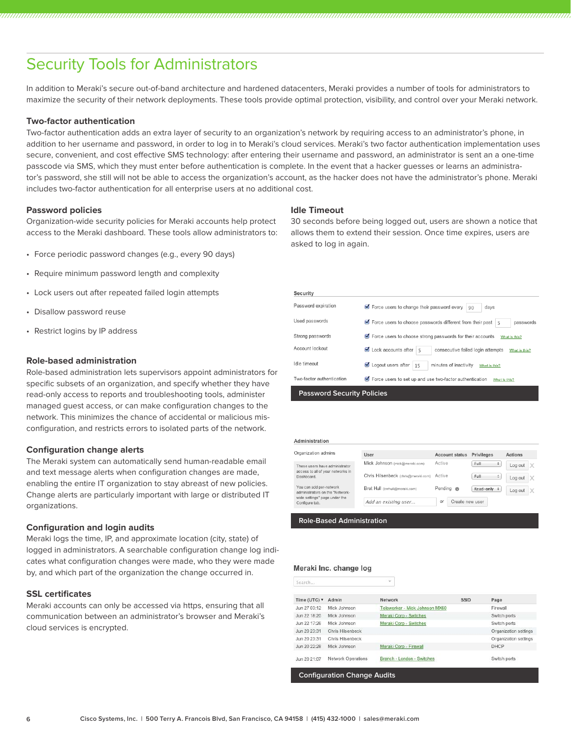# Security Tools for Administrators

In addition to Meraki's secure out-of-band architecture and hardened datacenters, Meraki provides a number of tools for administrators to maximize the security of their network deployments. These tools provide optimal protection, visibility, and control over your Meraki network.

### Two-factor authentication

Two-factor authentication adds an extra layer of security to an organization's network by requiring access to an administrator's phone, in addition to her username and password, in order to log in to Meraki's cloud services. Meraki's two factor authentication implementation uses secure, convenient, and cost effective SMS technology: after entering their username and password, an administrator is sent an a one-time passcode via SMS, which they must enter before authentication is complete. In the event that a hacker guesses or learns an administrator's password, she still will not be able to access the organization's account, as the hacker does not have the administrator's phone. Meraki includes two-factor authentication for all enterprise users at no additional cost.

### Password policies

Organization-wide security policies for Meraki accounts help protect access to the Meraki dashboard. These tools allow administrators to:

- Force periodic password changes (e.g., every 90 days)
- Require minimum password length and complexity
- Lock users out after repeated failed login attempts
- Disallow password reuse
- Restrict logins by IP address

### Role-based administration

Role-based administration lets supervisors appoint administrators for specific subsets of an organization, and specify whether they have read-only access to reports and troubleshooting tools, administer managed guest access, or can make configuration changes to the network. This minimizes the chance of accidental or malicious mis-configuration, and restricts errors to isolated parts of the network.

### Configuration change alerts

The Meraki system can automatically send human-readable email and text message alerts when configuration changes are made, enabling the entire IT organization to stay abreast of new policies. Change alerts are particularly important with large or distributed IT organizations.

### Configuration and login audits

Meraki logs the time, IP, and approximate location (city, state) of logged in administrators. A searchable configuration change log indicates what configuration changes were made, who they were made by, and which part of the organization the change occurred in.

### SSL certificates

Meraki accounts can only be accessed via https, ensuring that all communication between an administrator's browser and Meraki's cloud services is encrypted.

### Idle Timeout

30 seconds before being logged out, users are shown a notice that allows them to extend their session. Once time expires, users are asked to log in again.

**Security**

| | |
|---|---|
| Password expiration | ☑ Force users to change their password every 90 days |
| Used passwords | ☑ Force users to choose passwords different from their past 5 passwords |
| Strong passwords | ☑ Force users to choose strong passwords for their accounts What is this? |
| Account lockout | ☑ Lock accounts after 5 consecutive failed login attempts What is this? |
| Idle timeout | ☑ Logout users after 15 minutes of inactivity What is this? |
| Two-factor authentication | ☑ Force users to set up and use two-factor authentication What is this? |

Password Security Policies

**Administration**

Organization admins

These users have administrator access to all of your networks in Dashboard.

You can add per-network administrators on the "Network-wide settings" page under the Configure tab.

| User | Account status | Privileges | Actions |
|---|---|---|---|
| Mick Johnson (mick@meraki.com) | Active | Full | Log out |
| Chris Hilsenbeck (chris@meraki.com) | Active | Full | Log out |
| Bret Hull (bwhull@meraki.com) | Pending | Read-only | Log out |

Add an existing user... or Create new user

Role-Based Administration

**Meraki Inc. change log**

Search...

| Time (UTC) | Admin | Network | SSID | Page |
|---|---|---|---|---|
| Jun 27 03:12 | Mick Johnson | Teleworker - Mick Johnson MX60 | | Firewall |
| Jun 22 18:20 | Mick Johnson | Meraki Corp - Switches | | Switch ports |
| Jun 22 17:26 | Mick Johnson | Meraki Corp - Switches | | Switch ports |
| Jun 20 23:31 | Chris Hilsenbeck | | | Organization settings |
| Jun 20 23:31 | Chris Hilsenbeck | | | Organization settings |
| Jun 20 22:28 | Mick Johnson | Meraki Corp - Firewall | | DHCP |
| Jun 20 21:07 | Network Operations | Branch - London - Switches | | Switch ports |

Configuration Change Audits

Cisco Systems, Inc. | 500 Terry A. Francois Blvd, San Francisco, CA 94158 | (415) 432-1000 | sales@meraki.com